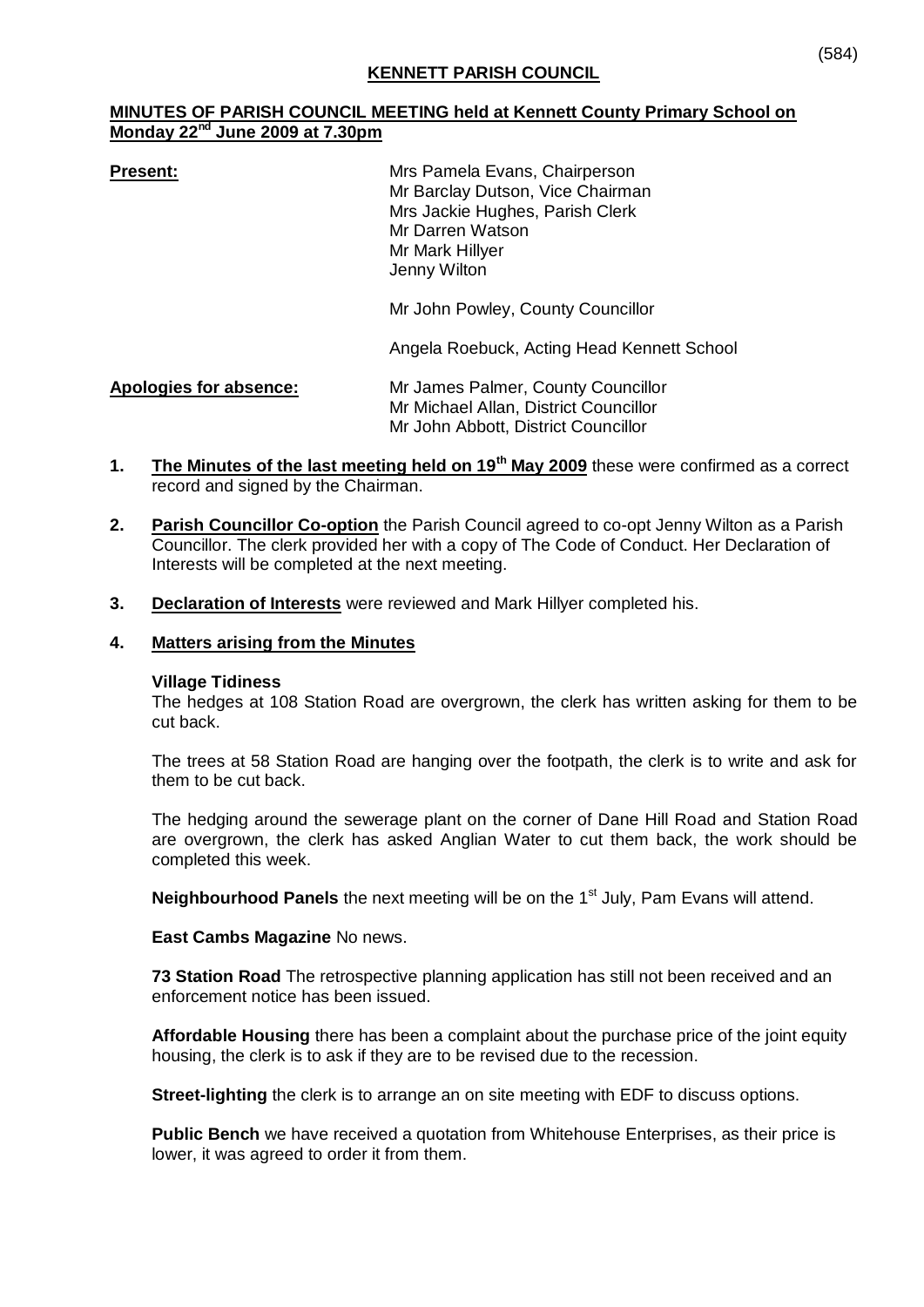# KENNETT PARISH COUNCIL

## MINUTES OF PARISH COUNCIL MEETING held at Kennett County Primary School on Monday 22nd June 2009 at 7.30pm

**Present:**

Mrs Pamela Evans, Chairperson
Mr Barclay Dutson, Vice Chairman
Mrs Jackie Hughes, Parish Clerk
Mr Darren Watson
Mr Mark Hillyer
Jenny Wilton

Mr John Powley, County Councillor

Angela Roebuck, Acting Head Kennett School

**Apologies for absence:**

Mr James Palmer, County Councillor
Mr Michael Allan, District Councillor
Mr John Abbott, District Councillor

1. **The Minutes of the last meeting held on 19th May 2009** these were confirmed as a correct record and signed by the Chairman.

2. **Parish Councillor Co-option** the Parish Council agreed to co-opt Jenny Wilton as a Parish Councillor. The clerk provided her with a copy of The Code of Conduct. Her Declaration of Interests will be completed at the next meeting.

3. **Declaration of Interests** were reviewed and Mark Hillyer completed his.

4. **Matters arising from the Minutes**

**Village Tidiness**
The hedges at 108 Station Road are overgrown, the clerk has written asking for them to be cut back.

The trees at 58 Station Road are hanging over the footpath, the clerk is to write and ask for them to be cut back.

The hedging around the sewerage plant on the corner of Dane Hill Road and Station Road are overgrown, the clerk has asked Anglian Water to cut them back, the work should be completed this week.

**Neighbourhood Panels** the next meeting will be on the 1st July, Pam Evans will attend.

**East Cambs Magazine** No news.

**73 Station Road** The retrospective planning application has still not been received and an enforcement notice has been issued.

**Affordable Housing** there has been a complaint about the purchase price of the joint equity housing, the clerk is to ask if they are to be revised due to the recession.

**Street-lighting** the clerk is to arrange an on site meeting with EDF to discuss options.

**Public Bench** we have received a quotation from Whitehouse Enterprises, as their price is lower, it was agreed to order it from them.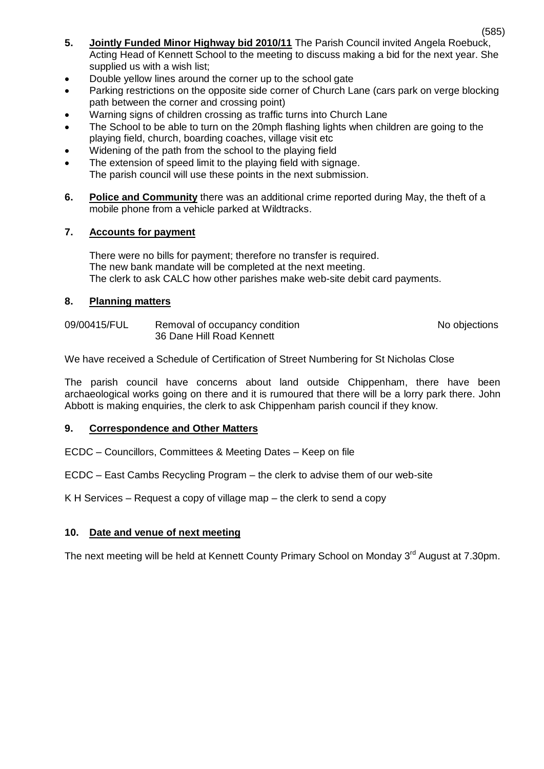5. **Jointly Funded Minor Highway bid 2010/11** The Parish Council invited Angela Roebuck, Acting Head of Kennett School to the meeting to discuss making a bid for the next year. She supplied us with a wish list;

- Double yellow lines around the corner up to the school gate
- Parking restrictions on the opposite side corner of Church Lane (cars park on verge blocking path between the corner and crossing point)
- Warning signs of children crossing as traffic turns into Church Lane
- The School to be able to turn on the 20mph flashing lights when children are going to the playing field, church, boarding coaches, village visit etc
- Widening of the path from the school to the playing field
- The extension of speed limit to the playing field with signage.

The parish council will use these points in the next submission.

6. **Police and Community** there was an additional crime reported during May, the theft of a mobile phone from a vehicle parked at Wildtracks.

## 7. Accounts for payment

There were no bills for payment; therefore no transfer is required.
The new bank mandate will be completed at the next meeting.
The clerk to ask CALC how other parishes make web-site debit card payments.

## 8. Planning matters

| | | |
|---|---|---|
| 09/00415/FUL | Removal of occupancy condition<br>36 Dane Hill Road Kennett | No objections |

We have received a Schedule of Certification of Street Numbering for St Nicholas Close

The parish council have concerns about land outside Chippenham, there have been archaeological works going on there and it is rumoured that there will be a lorry park there. John Abbott is making enquiries, the clerk to ask Chippenham parish council if they know.

## 9. Correspondence and Other Matters

ECDC – Councillors, Committees & Meeting Dates – Keep on file

ECDC – East Cambs Recycling Program – the clerk to advise them of our web-site

K H Services – Request a copy of village map – the clerk to send a copy

## 10. Date and venue of next meeting

The next meeting will be held at Kennett County Primary School on Monday 3rd August at 7.30pm.